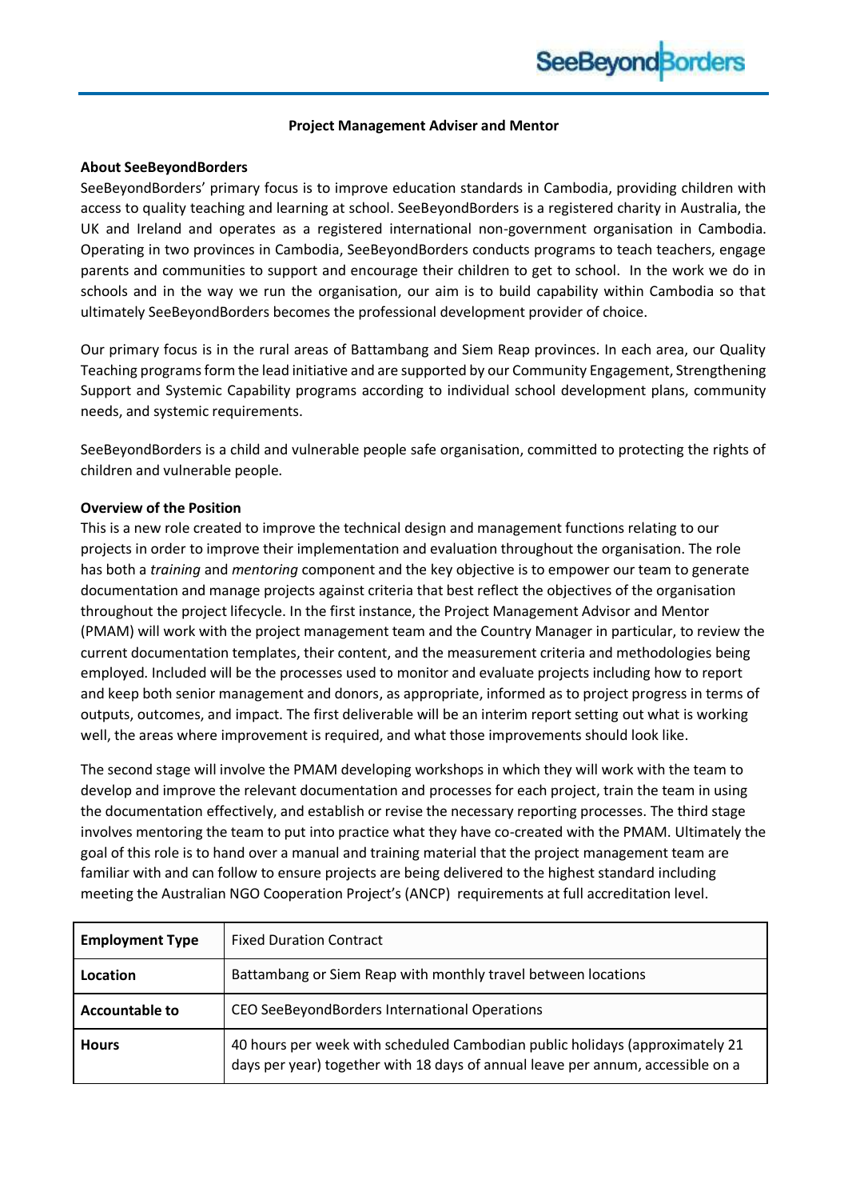# Project Management Adviser and Mentor

## About SeeBeyondBorders

SeeBeyondBorders' primary focus is to improve education standards in Cambodia, providing children with access to quality teaching and learning at school. SeeBeyondBorders is a registered charity in Australia, the UK and Ireland and operates as a registered international non-government organisation in Cambodia. Operating in two provinces in Cambodia, SeeBeyondBorders conducts programs to teach teachers, engage parents and communities to support and encourage their children to get to school. In the work we do in schools and in the way we run the organisation, our aim is to build capability within Cambodia so that ultimately SeeBeyondBorders becomes the professional development provider of choice.

Our primary focus is in the rural areas of Battambang and Siem Reap provinces. In each area, our Quality Teaching programs form the lead initiative and are supported by our Community Engagement, Strengthening Support and Systemic Capability programs according to individual school development plans, community needs, and systemic requirements.

SeeBeyondBorders is a child and vulnerable people safe organisation, committed to protecting the rights of children and vulnerable people.

## Overview of the Position

This is a new role created to improve the technical design and management functions relating to our projects in order to improve their implementation and evaluation throughout the organisation. The role has both a *training* and *mentoring* component and the key objective is to empower our team to generate documentation and manage projects against criteria that best reflect the objectives of the organisation throughout the project lifecycle. In the first instance, the Project Management Advisor and Mentor (PMAM) will work with the project management team and the Country Manager in particular, to review the current documentation templates, their content, and the measurement criteria and methodologies being employed. Included will be the processes used to monitor and evaluate projects including how to report and keep both senior management and donors, as appropriate, informed as to project progress in terms of outputs, outcomes, and impact. The first deliverable will be an interim report setting out what is working well, the areas where improvement is required, and what those improvements should look like.

The second stage will involve the PMAM developing workshops in which they will work with the team to develop and improve the relevant documentation and processes for each project, train the team in using the documentation effectively, and establish or revise the necessary reporting processes. The third stage involves mentoring the team to put into practice what they have co-created with the PMAM. Ultimately the goal of this role is to hand over a manual and training material that the project management team are familiar with and can follow to ensure projects are being delivered to the highest standard including meeting the Australian NGO Cooperation Project's (ANCP) requirements at full accreditation level.

| | |
|---|---|
| **Employment Type** | Fixed Duration Contract |
| **Location** | Battambang or Siem Reap with monthly travel between locations |
| **Accountable to** | CEO SeeBeyondBorders International Operations |
| **Hours** | 40 hours per week with scheduled Cambodian public holidays (approximately 21 days per year) together with 18 days of annual leave per annum, accessible on a |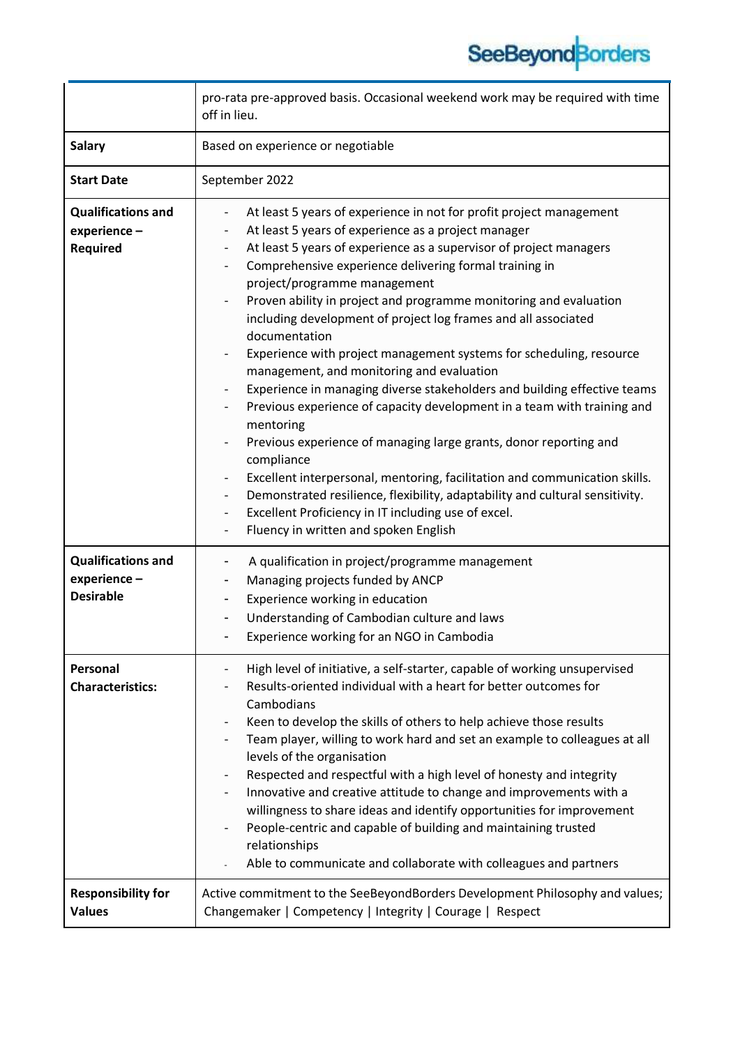| | |
|---|---|
| | pro-rata pre-approved basis. Occasional weekend work may be required with time off in lieu. |
| **Salary** | Based on experience or negotiable |
| **Start Date** | September 2022 |
| **Qualifications and experience – Required** | - At least 5 years of experience in not for profit project management<br>- At least 5 years of experience as a project manager<br>- At least 5 years of experience as a supervisor of project managers<br>- Comprehensive experience delivering formal training in project/programme management<br>- Proven ability in project and programme monitoring and evaluation including development of project log frames and all associated documentation<br>- Experience with project management systems for scheduling, resource management, and monitoring and evaluation<br>- Experience in managing diverse stakeholders and building effective teams<br>- Previous experience of capacity development in a team with training and mentoring<br>- Previous experience of managing large grants, donor reporting and compliance<br>- Excellent interpersonal, mentoring, facilitation and communication skills.<br>- Demonstrated resilience, flexibility, adaptability and cultural sensitivity.<br>- Excellent Proficiency in IT including use of excel.<br>- Fluency in written and spoken English |
| **Qualifications and experience – Desirable** | - A qualification in project/programme management<br>- Managing projects funded by ANCP<br>- Experience working in education<br>- Understanding of Cambodian culture and laws<br>- Experience working for an NGO in Cambodia |
| **Personal Characteristics:** | - High level of initiative, a self-starter, capable of working unsupervised<br>- Results-oriented individual with a heart for better outcomes for Cambodians<br>- Keen to develop the skills of others to help achieve those results<br>- Team player, willing to work hard and set an example to colleagues at all levels of the organisation<br>- Respected and respectful with a high level of honesty and integrity<br>- Innovative and creative attitude to change and improvements with a willingness to share ideas and identify opportunities for improvement<br>- People-centric and capable of building and maintaining trusted relationships<br>- Able to communicate and collaborate with colleagues and partners |
| **Responsibility for Values** | Active commitment to the SeeBeyondBorders Development Philosophy and values; Changemaker \| Competency \| Integrity \| Courage \| Respect |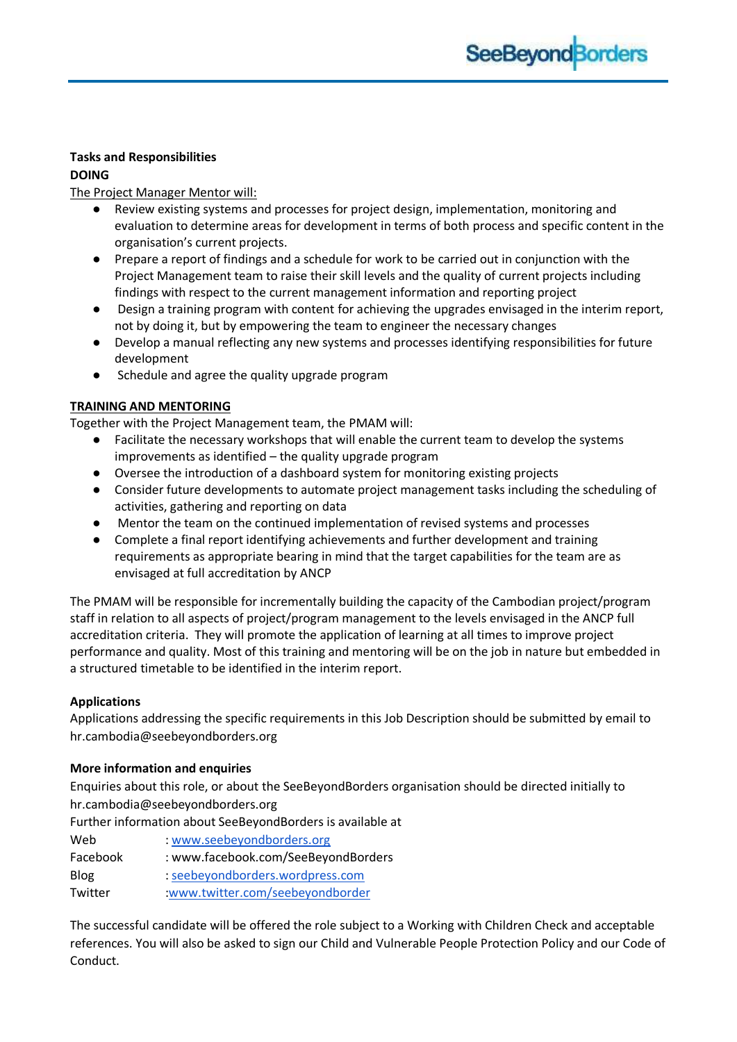**Tasks and Responsibilities**

**DOING**

The Project Manager Mentor will:

- Review existing systems and processes for project design, implementation, monitoring and evaluation to determine areas for development in terms of both process and specific content in the organisation's current projects.
- Prepare a report of findings and a schedule for work to be carried out in conjunction with the Project Management team to raise their skill levels and the quality of current projects including findings with respect to the current management information and reporting project
- Design a training program with content for achieving the upgrades envisaged in the interim report, not by doing it, but by empowering the team to engineer the necessary changes
- Develop a manual reflecting any new systems and processes identifying responsibilities for future development
- Schedule and agree the quality upgrade program

**TRAINING AND MENTORING**

Together with the Project Management team, the PMAM will:

- Facilitate the necessary workshops that will enable the current team to develop the systems improvements as identified – the quality upgrade program
- Oversee the introduction of a dashboard system for monitoring existing projects
- Consider future developments to automate project management tasks including the scheduling of activities, gathering and reporting on data
- Mentor the team on the continued implementation of revised systems and processes
- Complete a final report identifying achievements and further development and training requirements as appropriate bearing in mind that the target capabilities for the team are as envisaged at full accreditation by ANCP

The PMAM will be responsible for incrementally building the capacity of the Cambodian project/program staff in relation to all aspects of project/program management to the levels envisaged in the ANCP full accreditation criteria. They will promote the application of learning at all times to improve project performance and quality. Most of this training and mentoring will be on the job in nature but embedded in a structured timetable to be identified in the interim report.

**Applications**

Applications addressing the specific requirements in this Job Description should be submitted by email to hr.cambodia@seebeyondborders.org

**More information and enquiries**

Enquiries about this role, or about the SeeBeyondBorders organisation should be directed initially to hr.cambodia@seebeyondborders.org

Further information about SeeBeyondBorders is available at

| | |
|---|---|
| Web | : www.seebeyondborders.org |
| Facebook | : www.facebook.com/SeeBeyondBorders |
| Blog | : seebeyondborders.wordpress.com |
| Twitter | :www.twitter.com/seebeyondborder |

The successful candidate will be offered the role subject to a Working with Children Check and acceptable references. You will also be asked to sign our Child and Vulnerable People Protection Policy and our Code of Conduct.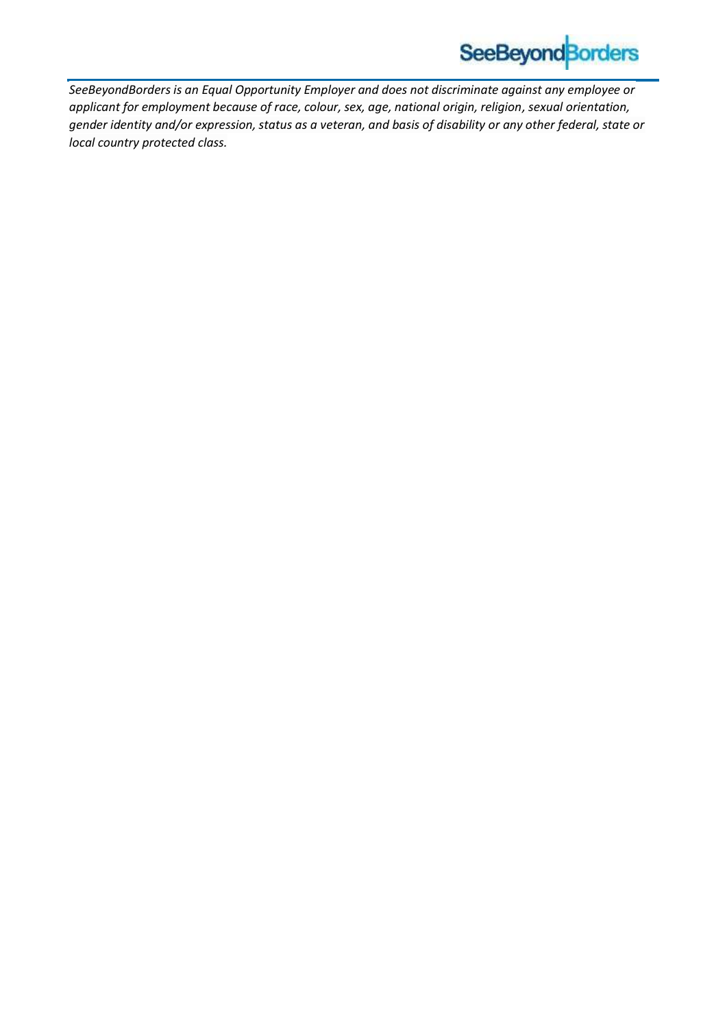*SeeBeyondBorders is an Equal Opportunity Employer and does not discriminate against any employee or applicant for employment because of race, colour, sex, age, national origin, religion, sexual orientation, gender identity and/or expression, status as a veteran, and basis of disability or any other federal, state or local country protected class.*